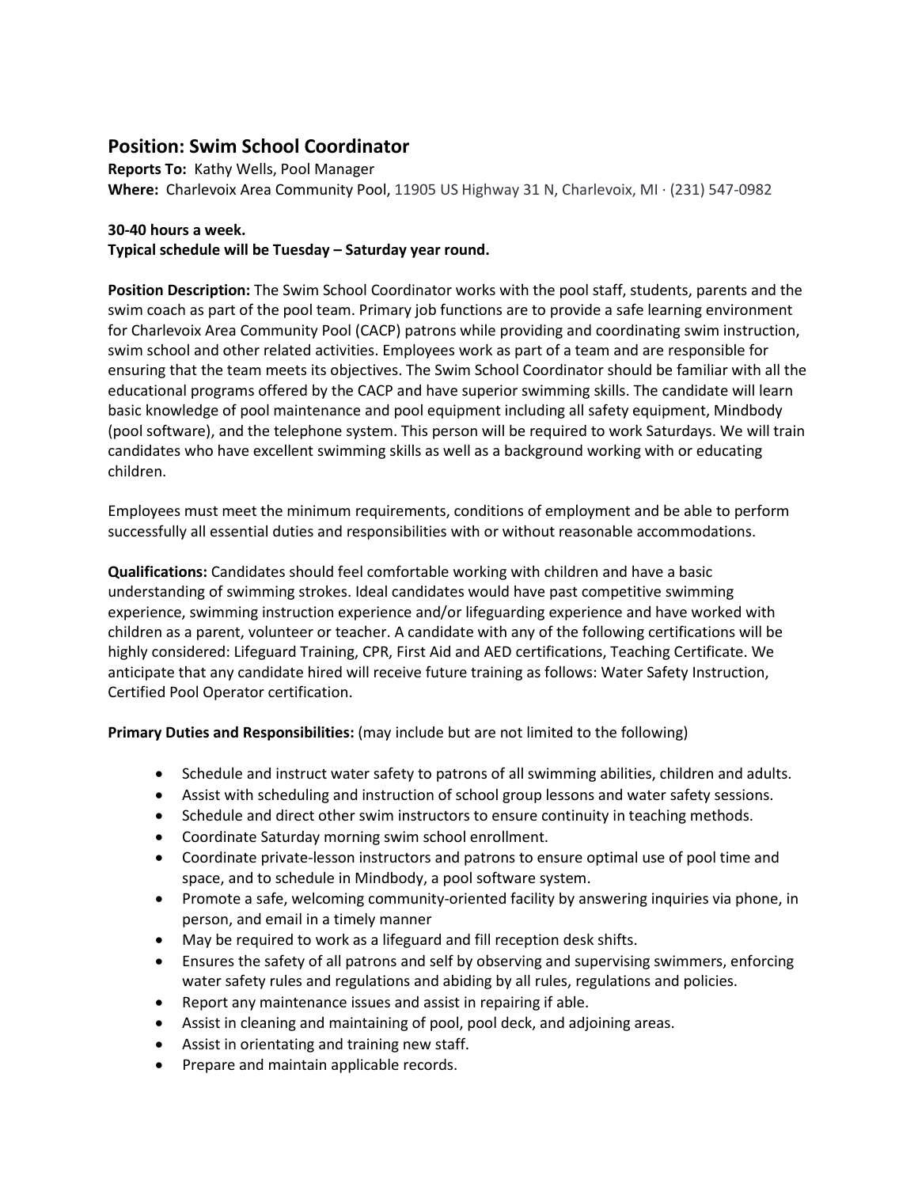## Position: Swim School Coordinator

**Reports To:** Kathy Wells, Pool Manager
**Where:** Charlevoix Area Community Pool, 11905 US Highway 31 N, Charlevoix, MI · (231) 547-0982

**30-40 hours a week.**
**Typical schedule will be Tuesday – Saturday year round.**

**Position Description:** The Swim School Coordinator works with the pool staff, students, parents and the swim coach as part of the pool team. Primary job functions are to provide a safe learning environment for Charlevoix Area Community Pool (CACP) patrons while providing and coordinating swim instruction, swim school and other related activities. Employees work as part of a team and are responsible for ensuring that the team meets its objectives. The Swim School Coordinator should be familiar with all the educational programs offered by the CACP and have superior swimming skills. The candidate will learn basic knowledge of pool maintenance and pool equipment including all safety equipment, Mindbody (pool software), and the telephone system. This person will be required to work Saturdays. We will train candidates who have excellent swimming skills as well as a background working with or educating children.

Employees must meet the minimum requirements, conditions of employment and be able to perform successfully all essential duties and responsibilities with or without reasonable accommodations.

**Qualifications:** Candidates should feel comfortable working with children and have a basic understanding of swimming strokes. Ideal candidates would have past competitive swimming experience, swimming instruction experience and/or lifeguarding experience and have worked with children as a parent, volunteer or teacher. A candidate with any of the following certifications will be highly considered: Lifeguard Training, CPR, First Aid and AED certifications, Teaching Certificate. We anticipate that any candidate hired will receive future training as follows: Water Safety Instruction, Certified Pool Operator certification.

**Primary Duties and Responsibilities:** (may include but are not limited to the following)

- Schedule and instruct water safety to patrons of all swimming abilities, children and adults.
- Assist with scheduling and instruction of school group lessons and water safety sessions.
- Schedule and direct other swim instructors to ensure continuity in teaching methods.
- Coordinate Saturday morning swim school enrollment.
- Coordinate private-lesson instructors and patrons to ensure optimal use of pool time and space, and to schedule in Mindbody, a pool software system.
- Promote a safe, welcoming community-oriented facility by answering inquiries via phone, in person, and email in a timely manner
- May be required to work as a lifeguard and fill reception desk shifts.
- Ensures the safety of all patrons and self by observing and supervising swimmers, enforcing water safety rules and regulations and abiding by all rules, regulations and policies.
- Report any maintenance issues and assist in repairing if able.
- Assist in cleaning and maintaining of pool, pool deck, and adjoining areas.
- Assist in orientating and training new staff.
- Prepare and maintain applicable records.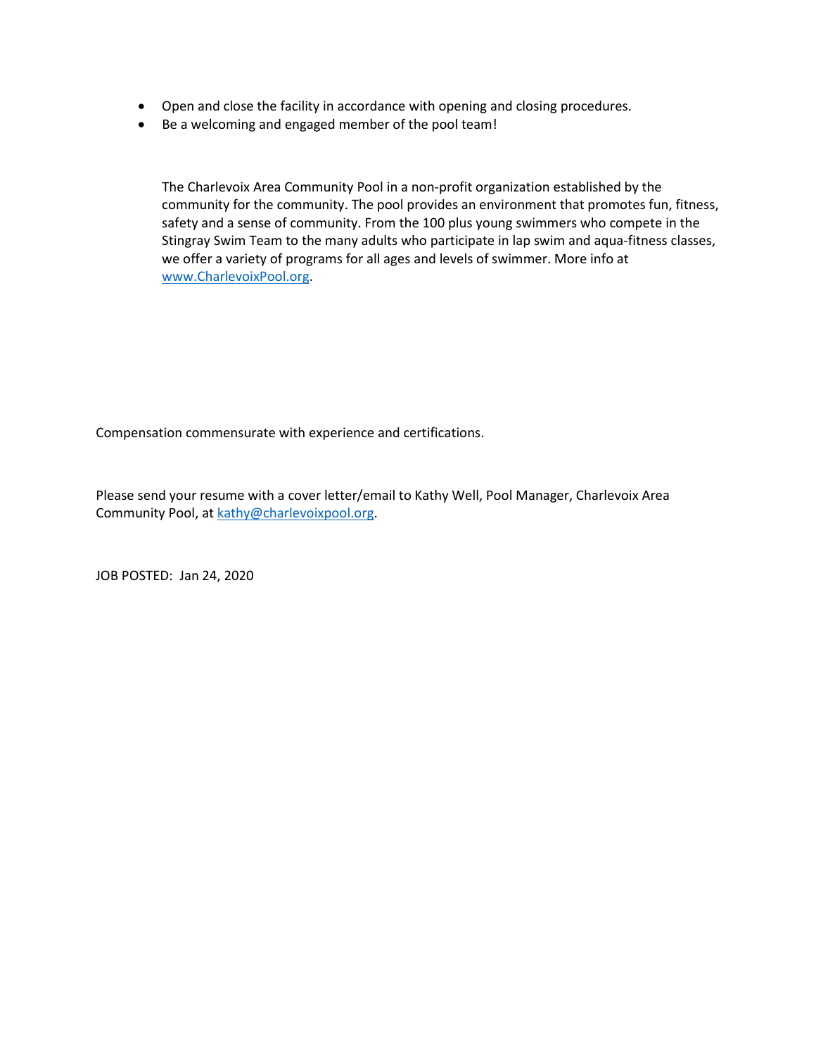- Open and close the facility in accordance with opening and closing procedures.
- Be a welcoming and engaged member of the pool team!

The Charlevoix Area Community Pool in a non-profit organization established by the community for the community. The pool provides an environment that promotes fun, fitness, safety and a sense of community. From the 100 plus young swimmers who compete in the Stingray Swim Team to the many adults who participate in lap swim and aqua-fitness classes, we offer a variety of programs for all ages and levels of swimmer. More info at www.CharlevoixPool.org.

Compensation commensurate with experience and certifications.

Please send your resume with a cover letter/email to Kathy Well, Pool Manager, Charlevoix Area Community Pool, at kathy@charlevoixpool.org.

JOB POSTED: Jan 24, 2020